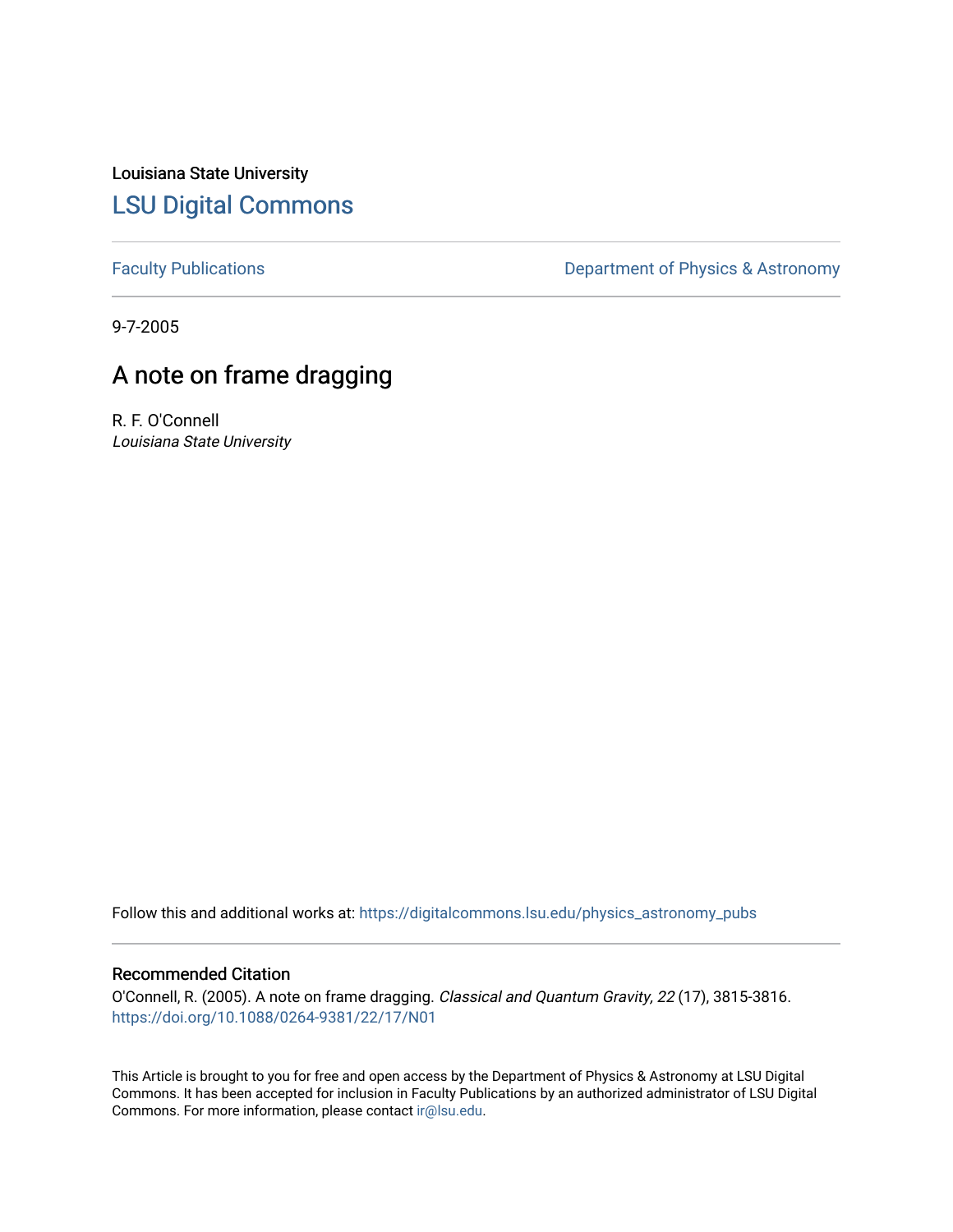Louisiana State University

# LSU Digital Commons

Faculty Publications

Department of Physics & Astronomy

9-7-2005

## A note on frame dragging

R. F. O'Connell
*Louisiana State University*

Follow this and additional works at: https://digitalcommons.lsu.edu/physics_astronomy_pubs

### Recommended Citation

O'Connell, R. (2005). A note on frame dragging. *Classical and Quantum Gravity, 22* (17), 3815-3816. https://doi.org/10.1088/0264-9381/22/17/N01

This Article is brought to you for free and open access by the Department of Physics & Astronomy at LSU Digital Commons. It has been accepted for inclusion in Faculty Publications by an authorized administrator of LSU Digital Commons. For more information, please contact ir@lsu.edu.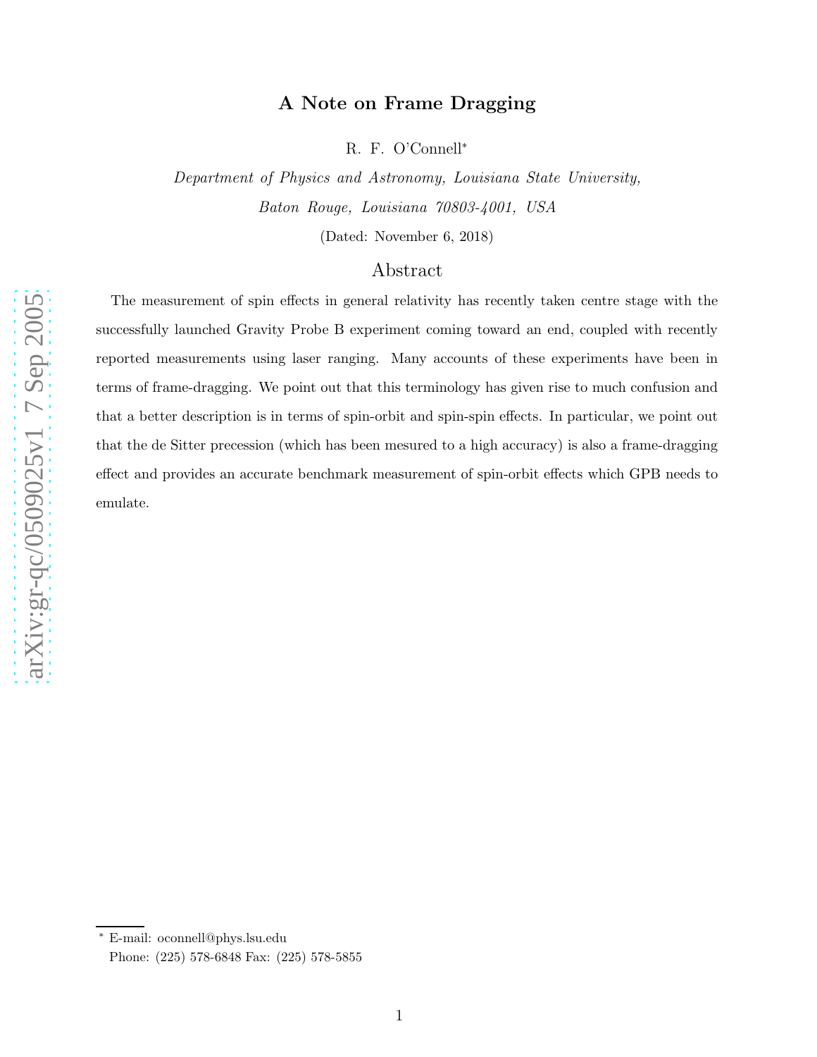# A Note on Frame Dragging

R. F. O'Connell*

*Department of Physics and Astronomy, Louisiana State University,*
*Baton Rouge, Louisiana 70803-4001, USA*

(Dated: November 6, 2018)

## Abstract

The measurement of spin effects in general relativity has recently taken centre stage with the successfully launched Gravity Probe B experiment coming toward an end, coupled with recently reported measurements using laser ranging. Many accounts of these experiments have been in terms of frame-dragging. We point out that this terminology has given rise to much confusion and that a better description is in terms of spin-orbit and spin-spin effects. In particular, we point out that the de Sitter precession (which has been mesured to a high accuracy) is also a frame-dragging effect and provides an accurate benchmark measurement of spin-orbit effects which GPB needs to emulate.

---

* E-mail: oconnell@phys.lsu.edu
Phone: (225) 578-6848 Fax: (225) 578-5855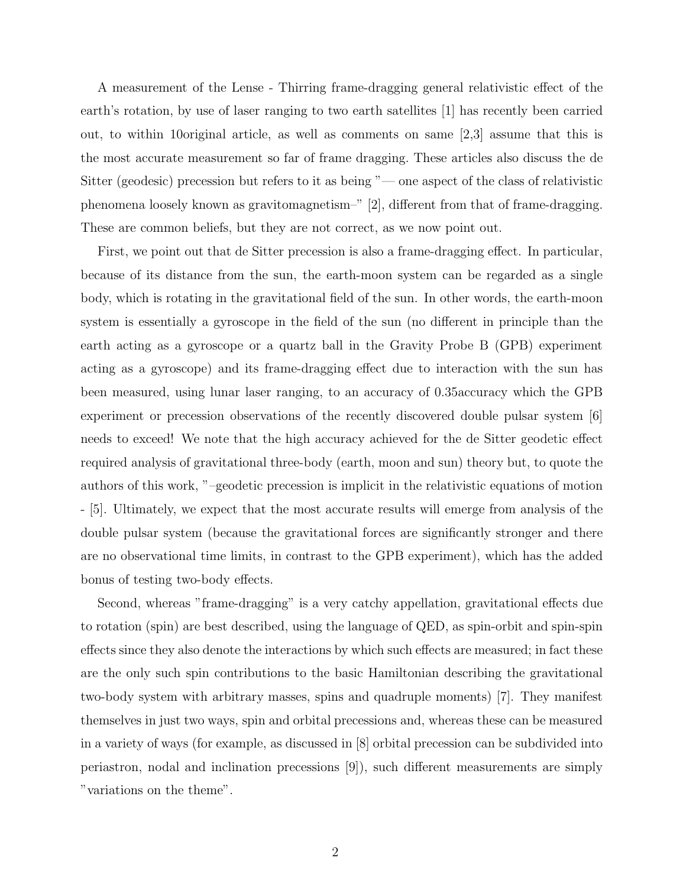A measurement of the Lense - Thirring frame-dragging general relativistic effect of the earth's rotation, by use of laser ranging to two earth satellites [1] has recently been carried out, to within 10original article, as well as comments on same [2,3] assume that this is the most accurate measurement so far of frame dragging. These articles also discuss the de Sitter (geodesic) precession but refers to it as being "— one aspect of the class of relativistic phenomena loosely known as gravitomagnetism–" [2], different from that of frame-dragging. These are common beliefs, but they are not correct, as we now point out.

First, we point out that de Sitter precession is also a frame-dragging effect. In particular, because of its distance from the sun, the earth-moon system can be regarded as a single body, which is rotating in the gravitational field of the sun. In other words, the earth-moon system is essentially a gyroscope in the field of the sun (no different in principle than the earth acting as a gyroscope or a quartz ball in the Gravity Probe B (GPB) experiment acting as a gyroscope) and its frame-dragging effect due to interaction with the sun has been measured, using lunar laser ranging, to an accuracy of 0.35accuracy which the GPB experiment or precession observations of the recently discovered double pulsar system [6] needs to exceed! We note that the high accuracy achieved for the de Sitter geodetic effect required analysis of gravitational three-body (earth, moon and sun) theory but, to quote the authors of this work, "–geodetic precession is implicit in the relativistic equations of motion - [5]. Ultimately, we expect that the most accurate results will emerge from analysis of the double pulsar system (because the gravitational forces are significantly stronger and there are no observational time limits, in contrast to the GPB experiment), which has the added bonus of testing two-body effects.

Second, whereas "frame-dragging" is a very catchy appellation, gravitational effects due to rotation (spin) are best described, using the language of QED, as spin-orbit and spin-spin effects since they also denote the interactions by which such effects are measured; in fact these are the only such spin contributions to the basic Hamiltonian describing the gravitational two-body system with arbitrary masses, spins and quadruple moments) [7]. They manifest themselves in just two ways, spin and orbital precessions and, whereas these can be measured in a variety of ways (for example, as discussed in [8] orbital precession can be subdivided into periastron, nodal and inclination precessions [9]), such different measurements are simply "variations on the theme".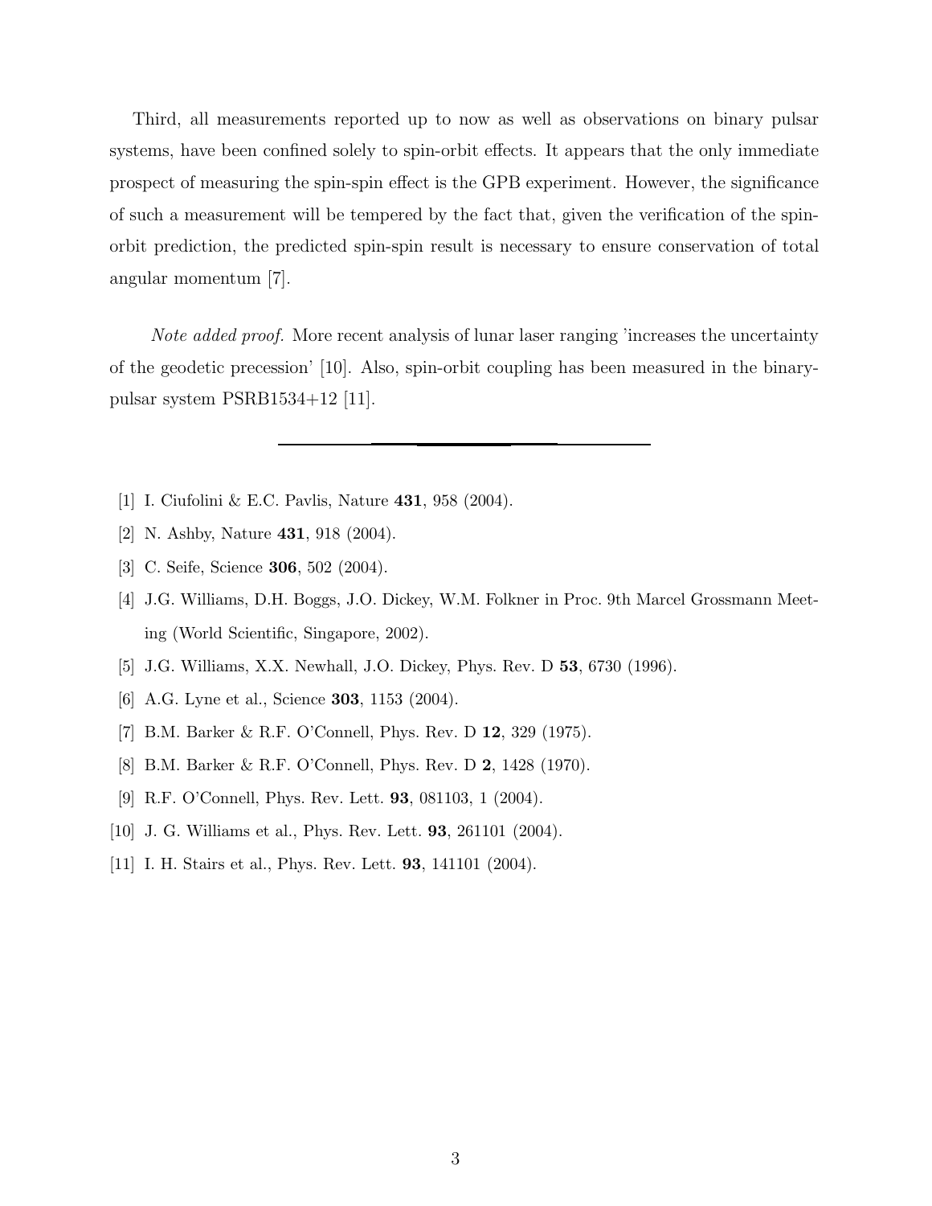Third, all measurements reported up to now as well as observations on binary pulsar systems, have been confined solely to spin-orbit effects. It appears that the only immediate prospect of measuring the spin-spin effect is the GPB experiment. However, the significance of such a measurement will be tempered by the fact that, given the verification of the spin-orbit prediction, the predicted spin-spin result is necessary to ensure conservation of total angular momentum [7].

*Note added proof.* More recent analysis of lunar laser ranging 'increases the uncertainty of the geodetic precession' [10]. Also, spin-orbit coupling has been measured in the binary-pulsar system PSRB1534+12 [11].

---

[1] I. Ciufolini & E.C. Pavlis, Nature **431**, 958 (2004).

[2] N. Ashby, Nature **431**, 918 (2004).

[3] C. Seife, Science **306**, 502 (2004).

[4] J.G. Williams, D.H. Boggs, J.O. Dickey, W.M. Folkner in Proc. 9th Marcel Grossmann Meeting (World Scientific, Singapore, 2002).

[5] J.G. Williams, X.X. Newhall, J.O. Dickey, Phys. Rev. D **53**, 6730 (1996).

[6] A.G. Lyne et al., Science **303**, 1153 (2004).

[7] B.M. Barker & R.F. O'Connell, Phys. Rev. D **12**, 329 (1975).

[8] B.M. Barker & R.F. O'Connell, Phys. Rev. D **2**, 1428 (1970).

[9] R.F. O'Connell, Phys. Rev. Lett. **93**, 081103, 1 (2004).

[10] J. G. Williams et al., Phys. Rev. Lett. **93**, 261101 (2004).

[11] I. H. Stairs et al., Phys. Rev. Lett. **93**, 141101 (2004).